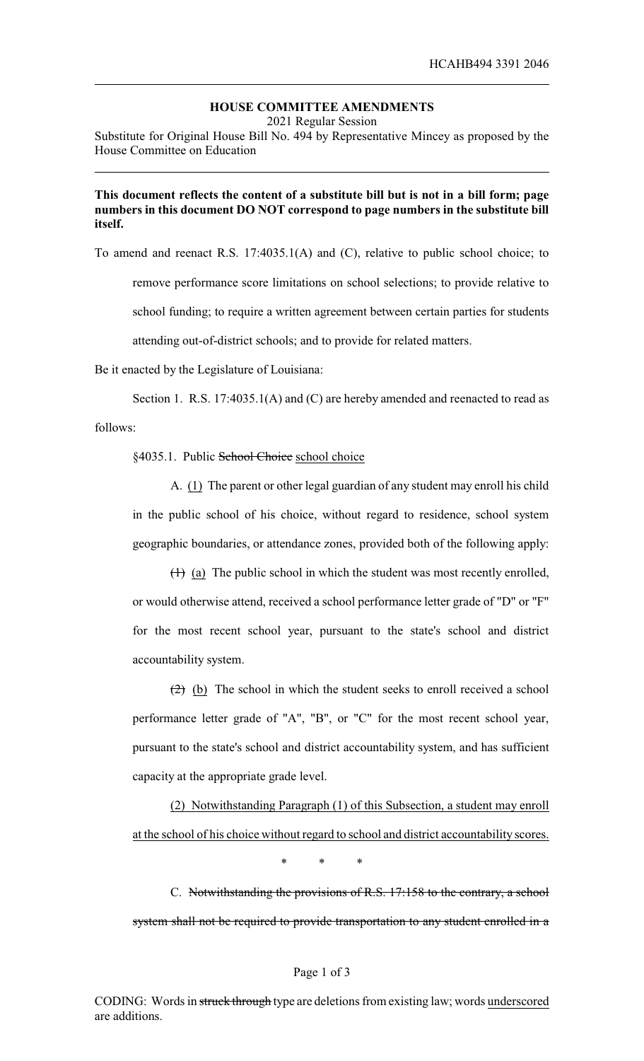HCAHB494 3391 2046

**HOUSE COMMITTEE AMENDMENTS**

2021 Regular Session

Substitute for Original House Bill No. 494 by Representative Mincey as proposed by the House Committee on Education

**This document reflects the content of a substitute bill but is not in a bill form; page numbers in this document DO NOT correspond to page numbers in the substitute bill itself.**

To amend and reenact R.S. 17:4035.1(A) and (C), relative to public school choice; to remove performance score limitations on school selections; to provide relative to school funding; to require a written agreement between certain parties for students attending out-of-district schools; and to provide for related matters.

Be it enacted by the Legislature of Louisiana:

Section 1. R.S. 17:4035.1(A) and (C) are hereby amended and reenacted to read as follows:

§4035.1. Public ~~School Choice~~ <u>school choice</u>

A. <u>(1)</u> The parent or other legal guardian of any student may enroll his child in the public school of his choice, without regard to residence, school system geographic boundaries, or attendance zones, provided both of the following apply:

~~(1)~~ <u>(a)</u> The public school in which the student was most recently enrolled, or would otherwise attend, received a school performance letter grade of "D" or "F" for the most recent school year, pursuant to the state's school and district accountability system.

~~(2)~~ <u>(b)</u> The school in which the student seeks to enroll received a school performance letter grade of "A", "B", or "C" for the most recent school year, pursuant to the state's school and district accountability system, and has sufficient capacity at the appropriate grade level.

<u>(2) Notwithstanding Paragraph (1) of this Subsection, a student may enroll at the school of his choice without regard to school and district accountability scores.</u>

\* \* \*

C. ~~Notwithstanding the provisions of R.S. 17:158 to the contrary, a school system shall not be required to provide transportation to any student enrolled in a~~

CODING: Words in ~~struck through~~ type are deletions from existing law; words <u>underscored</u> are additions.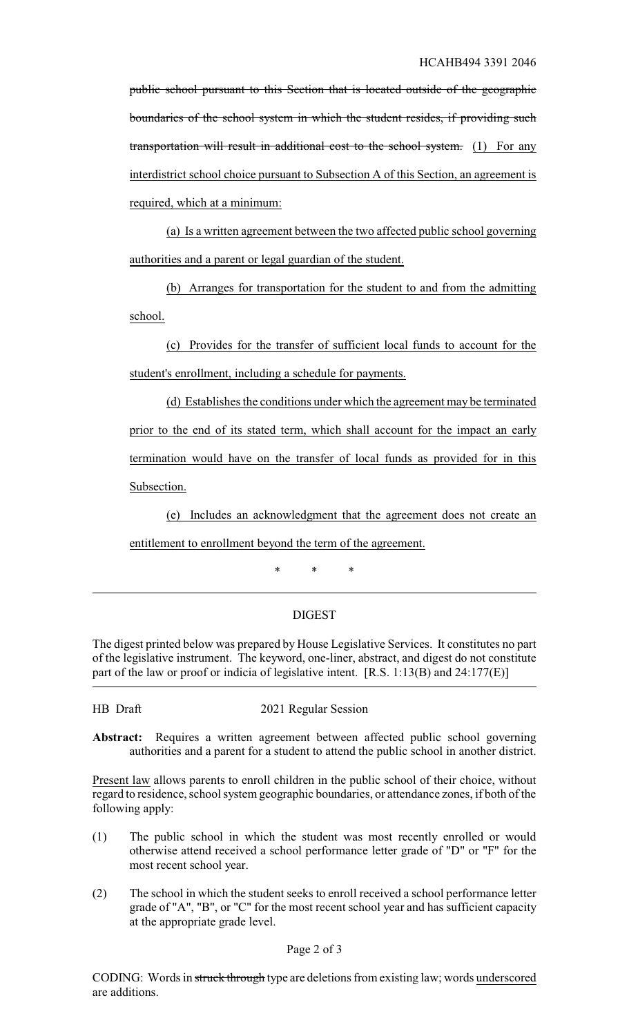~~public school pursuant to this Section that is located outside of the geographic boundaries of the school system in which the student resides, if providing such transportation will result in additional cost to the school system.~~ <u>(1) For any interdistrict school choice pursuant to Subsection A of this Section, an agreement is required, which at a minimum:</u>

<u>(a) Is a written agreement between the two affected public school governing authorities and a parent or legal guardian of the student.</u>

<u>(b) Arranges for transportation for the student to and from the admitting school.</u>

<u>(c) Provides for the transfer of sufficient local funds to account for the student's enrollment, including a schedule for payments.</u>

<u>(d) Establishes the conditions under which the agreement may be terminated prior to the end of its stated term, which shall account for the impact an early termination would have on the transfer of local funds as provided for in this Subsection.</u>

<u>(e) Includes an acknowledgment that the agreement does not create an entitlement to enrollment beyond the term of the agreement.</u>

\* \* \*

---

## DIGEST

The digest printed below was prepared by House Legislative Services. It constitutes no part of the legislative instrument. The keyword, one-liner, abstract, and digest do not constitute part of the law or proof or indicia of legislative intent. [R.S. 1:13(B) and 24:177(E)]

---

HB Draft 2021 Regular Session

**Abstract:** Requires a written agreement between affected public school governing authorities and a parent for a student to attend the public school in another district.

<u>Present law</u> allows parents to enroll children in the public school of their choice, without regard to residence, school system geographic boundaries, or attendance zones, if both of the following apply:

(1) The public school in which the student was most recently enrolled or would otherwise attend received a school performance letter grade of "D" or "F" for the most recent school year.

(2) The school in which the student seeks to enroll received a school performance letter grade of "A", "B", or "C" for the most recent school year and has sufficient capacity at the appropriate grade level.

CODING: Words in ~~struck through~~ type are deletions from existing law; words <u>underscored</u> are additions.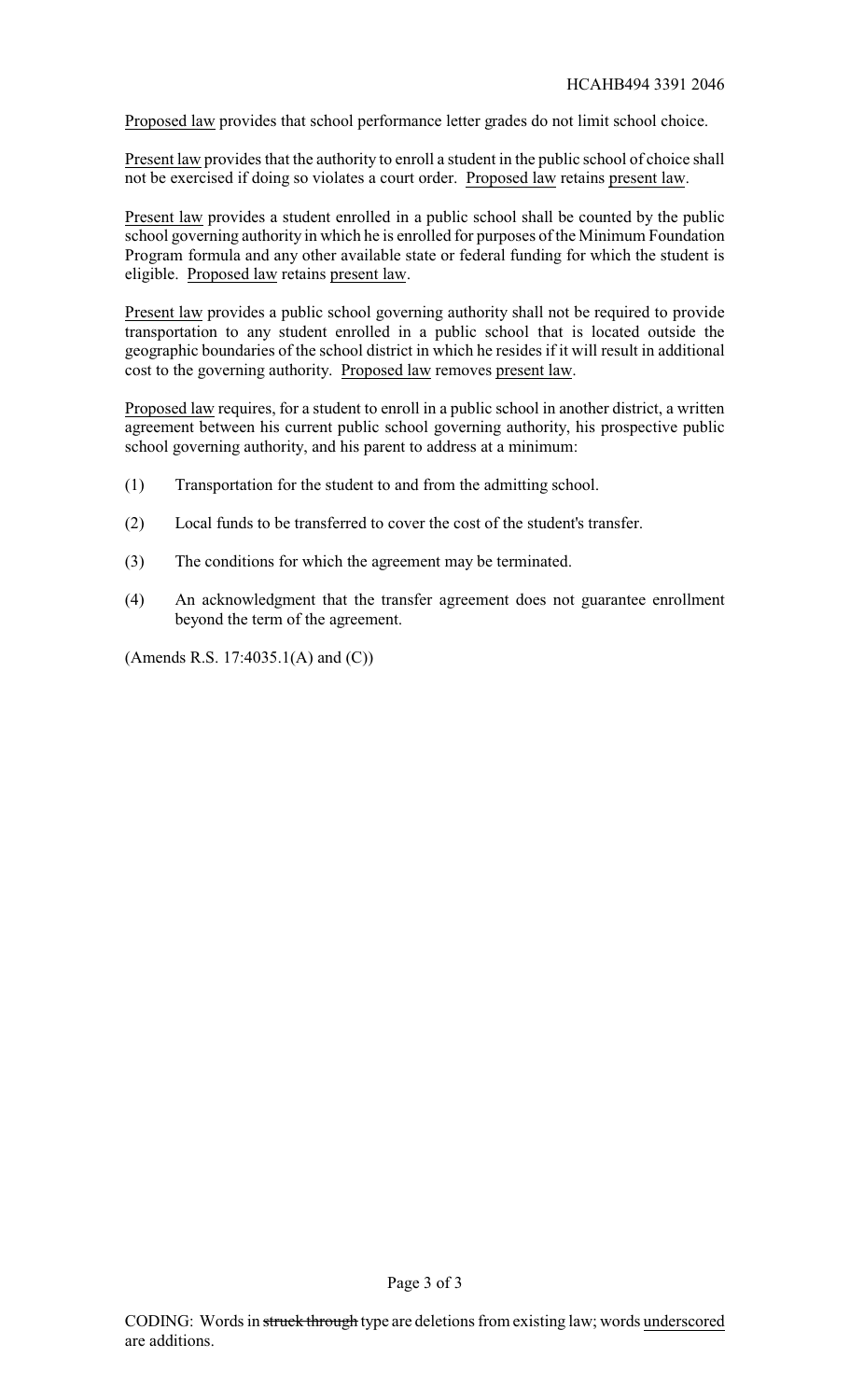Proposed law provides that school performance letter grades do not limit school choice.

Present law provides that the authority to enroll a student in the public school of choice shall not be exercised if doing so violates a court order. Proposed law retains present law.

Present law provides a student enrolled in a public school shall be counted by the public school governing authority in which he is enrolled for purposes of the Minimum Foundation Program formula and any other available state or federal funding for which the student is eligible. Proposed law retains present law.

Present law provides a public school governing authority shall not be required to provide transportation to any student enrolled in a public school that is located outside the geographic boundaries of the school district in which he resides if it will result in additional cost to the governing authority. Proposed law removes present law.

Proposed law requires, for a student to enroll in a public school in another district, a written agreement between his current public school governing authority, his prospective public school governing authority, and his parent to address at a minimum:

(1) Transportation for the student to and from the admitting school.

(2) Local funds to be transferred to cover the cost of the student's transfer.

(3) The conditions for which the agreement may be terminated.

(4) An acknowledgment that the transfer agreement does not guarantee enrollment beyond the term of the agreement.

(Amends R.S. 17:4035.1(A) and (C))

CODING: Words in struck through type are deletions from existing law; words underscored are additions.